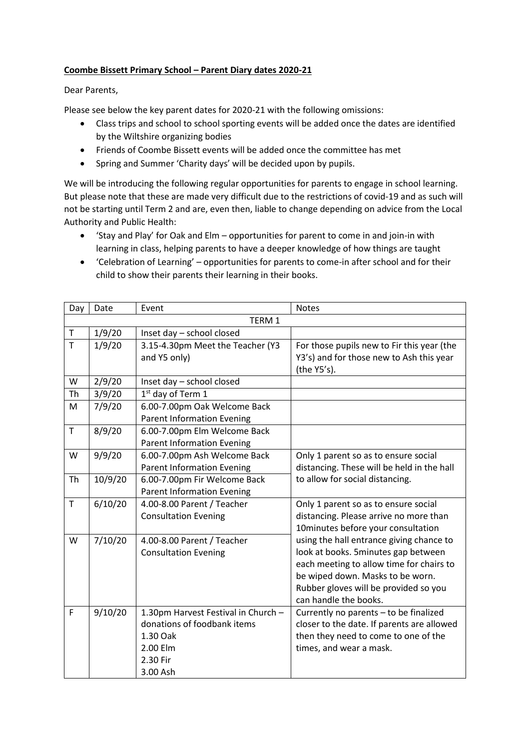**Coombe Bissett Primary School – Parent Diary dates 2020-21**

Dear Parents,

Please see below the key parent dates for 2020-21 with the following omissions:

- Class trips and school to school sporting events will be added once the dates are identified by the Wiltshire organizing bodies
- Friends of Coombe Bissett events will be added once the committee has met
- Spring and Summer 'Charity days' will be decided upon by pupils.

We will be introducing the following regular opportunities for parents to engage in school learning. But please note that these are made very difficult due to the restrictions of covid-19 and as such will not be starting until Term 2 and are, even then, liable to change depending on advice from the Local Authority and Public Health:

- 'Stay and Play' for Oak and Elm – opportunities for parent to come in and join-in with learning in class, helping parents to have a deeper knowledge of how things are taught
- 'Celebration of Learning' – opportunities for parents to come-in after school and for their child to show their parents their learning in their books.

| Day | Date | Event | Notes |
| --- | --- | --- | --- |
| | | TERM 1 | |
| T | 1/9/20 | Inset day – school closed | |
| T | 1/9/20 | 3.15-4.30pm Meet the Teacher (Y3 and Y5 only) | For those pupils new to Fir this year (the Y3's) and for those new to Ash this year (the Y5's). |
| W | 2/9/20 | Inset day – school closed | |
| Th | 3/9/20 | 1st day of Term 1 | |
| M | 7/9/20 | 6.00-7.00pm Oak Welcome Back Parent Information Evening | |
| T | 8/9/20 | 6.00-7.00pm Elm Welcome Back Parent Information Evening | |
| W | 9/9/20 | 6.00-7.00pm Ash Welcome Back Parent Information Evening | Only 1 parent so as to ensure social distancing. These will be held in the hall to allow for social distancing. |
| Th | 10/9/20 | 6.00-7.00pm Fir Welcome Back Parent Information Evening | |
| T | 6/10/20 | 4.00-8.00 Parent / Teacher Consultation Evening | Only 1 parent so as to ensure social distancing. Please arrive no more than 10minutes before your consultation using the hall entrance giving chance to look at books. 5minutes gap between each meeting to allow time for chairs to be wiped down. Masks to be worn. Rubber gloves will be provided so you can handle the books. |
| W | 7/10/20 | 4.00-8.00 Parent / Teacher Consultation Evening | |
| F | 9/10/20 | 1.30pm Harvest Festival in Church – donations of foodbank items<br>1.30 Oak<br>2.00 Elm<br>2.30 Fir<br>3.00 Ash | Currently no parents – to be finalized closer to the date. If parents are allowed then they need to come to one of the times, and wear a mask. |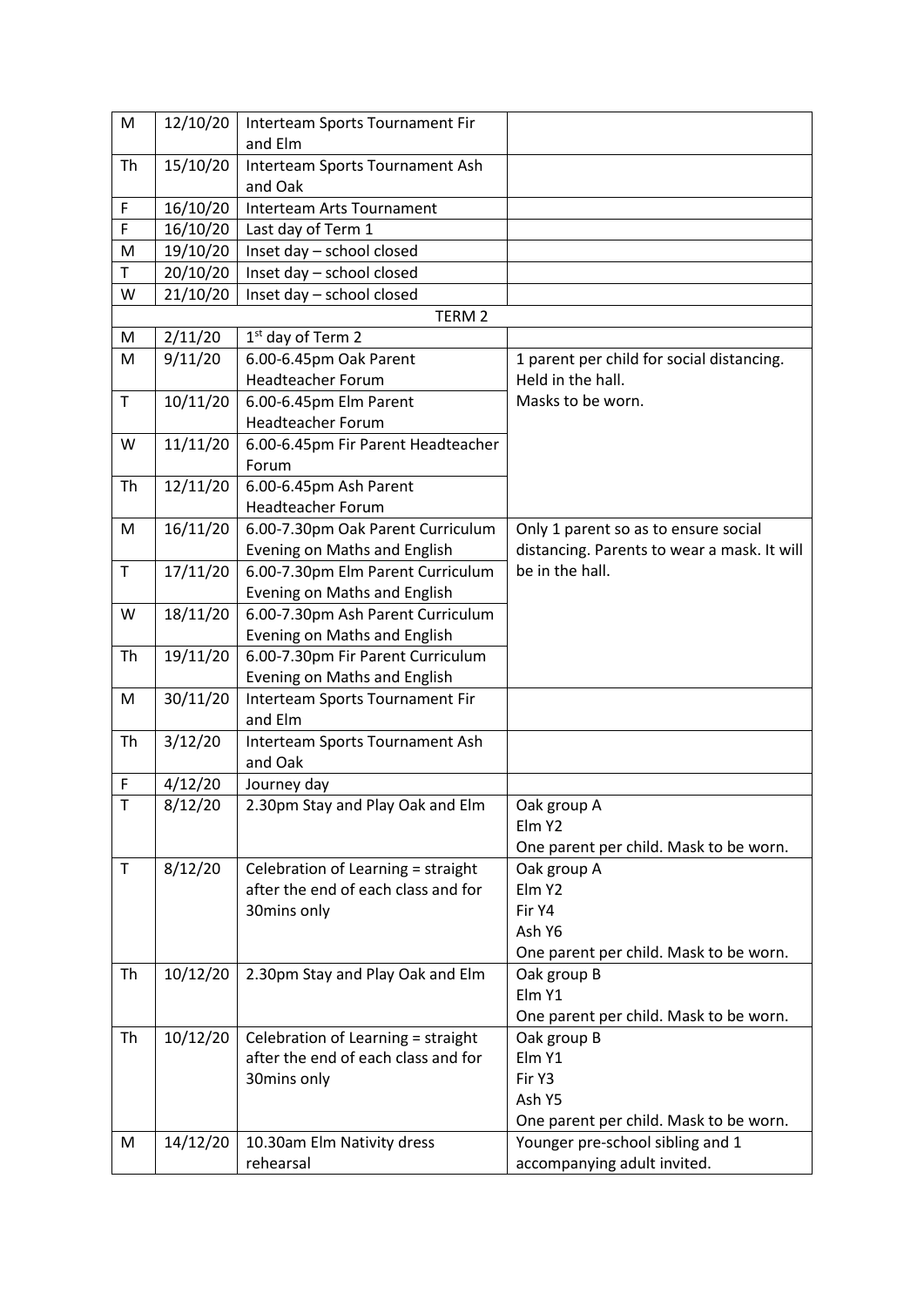| M | 12/10/20 | Interteam Sports Tournament Fir and Elm | |
|---|---|---|---|
| Th | 15/10/20 | Interteam Sports Tournament Ash and Oak | |
| F | 16/10/20 | Interteam Arts Tournament | |
| F | 16/10/20 | Last day of Term 1 | |
| M | 19/10/20 | Inset day – school closed | |
| T | 20/10/20 | Inset day – school closed | |
| W | 21/10/20 | Inset day – school closed | |
| | | TERM 2 | |
| M | 2/11/20 | 1st day of Term 2 | |
| M | 9/11/20 | 6.00-6.45pm Oak Parent Headteacher Forum | 1 parent per child for social distancing. Held in the hall. Masks to be worn. |
| T | 10/11/20 | 6.00-6.45pm Elm Parent Headteacher Forum | |
| W | 11/11/20 | 6.00-6.45pm Fir Parent Headteacher Forum | |
| Th | 12/11/20 | 6.00-6.45pm Ash Parent Headteacher Forum | |
| M | 16/11/20 | 6.00-7.30pm Oak Parent Curriculum Evening on Maths and English | Only 1 parent so as to ensure social distancing. Parents to wear a mask. It will be in the hall. |
| T | 17/11/20 | 6.00-7.30pm Elm Parent Curriculum Evening on Maths and English | |
| W | 18/11/20 | 6.00-7.30pm Ash Parent Curriculum Evening on Maths and English | |
| Th | 19/11/20 | 6.00-7.30pm Fir Parent Curriculum Evening on Maths and English | |
| M | 30/11/20 | Interteam Sports Tournament Fir and Elm | |
| Th | 3/12/20 | Interteam Sports Tournament Ash and Oak | |
| F | 4/12/20 | Journey day | |
| T | 8/12/20 | 2.30pm Stay and Play Oak and Elm | Oak group A<br>Elm Y2<br>One parent per child. Mask to be worn. |
| T | 8/12/20 | Celebration of Learning = straight after the end of each class and for 30mins only | Oak group A<br>Elm Y2<br>Fir Y4<br>Ash Y6<br>One parent per child. Mask to be worn. |
| Th | 10/12/20 | 2.30pm Stay and Play Oak and Elm | Oak group B<br>Elm Y1<br>One parent per child. Mask to be worn. |
| Th | 10/12/20 | Celebration of Learning = straight after the end of each class and for 30mins only | Oak group B<br>Elm Y1<br>Fir Y3<br>Ash Y5<br>One parent per child. Mask to be worn. |
| M | 14/12/20 | 10.30am Elm Nativity dress rehearsal | Younger pre-school sibling and 1 accompanying adult invited. |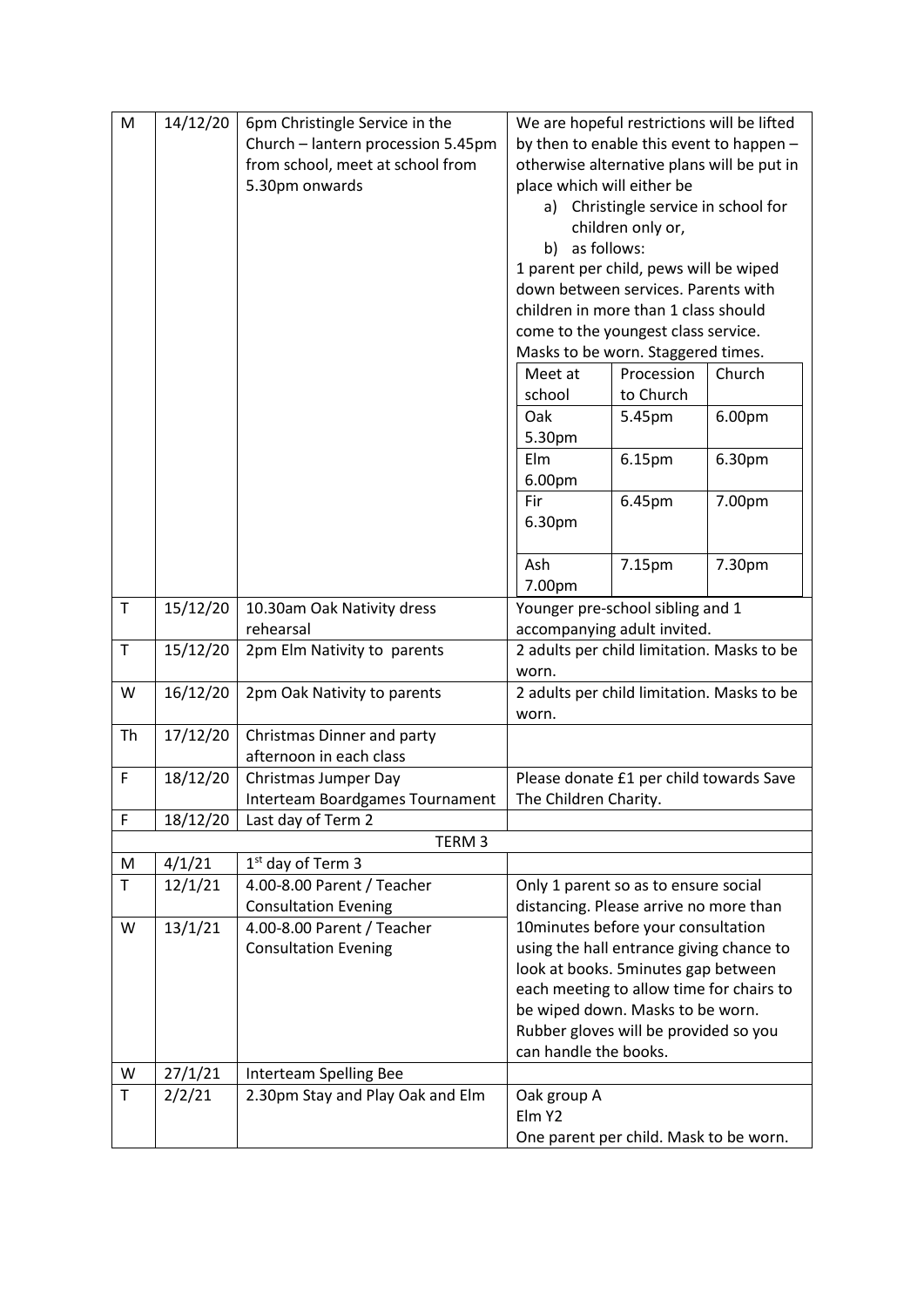| M | 14/12/20 | 6pm Christingle Service in the Church – lantern procession 5.45pm from school, meet at school from 5.30pm onwards | We are hopeful restrictions will be lifted by then to enable this event to happen – otherwise alternative plans will be put in place which will either be<br>a) Christingle service in school for children only or,<br>b) as follows:<br>1 parent per child, pews will be wiped down between services. Parents with children in more than 1 class should come to the youngest class service. Masks to be worn. Staggered times.<br><br>Meet at school / Procession to Church / Church<br>Oak 5.30pm / 5.45pm / 6.00pm<br>Elm 6.00pm / 6.15pm / 6.30pm<br>Fir 6.30pm / 6.45pm / 7.00pm<br>Ash 7.00pm / 7.15pm / 7.30pm |
|---|---|---|---|
| T | 15/12/20 | 10.30am Oak Nativity dress rehearsal | Younger pre-school sibling and 1 accompanying adult invited. |
| T | 15/12/20 | 2pm Elm Nativity to parents | 2 adults per child limitation. Masks to be worn. |
| W | 16/12/20 | 2pm Oak Nativity to parents | 2 adults per child limitation. Masks to be worn. |
| Th | 17/12/20 | Christmas Dinner and party afternoon in each class | |
| F | 18/12/20 | Christmas Jumper Day<br>Interteam Boardgames Tournament | Please donate £1 per child towards Save The Children Charity. |
| F | 18/12/20 | Last day of Term 2 | |
| | | TERM 3 | |
| M | 4/1/21 | 1st day of Term 3 | |
| T | 12/1/21 | 4.00-8.00 Parent / Teacher Consultation Evening | Only 1 parent so as to ensure social distancing. Please arrive no more than 10minutes before your consultation using the hall entrance giving chance to look at books. 5minutes gap between each meeting to allow time for chairs to be wiped down. Masks to be worn. Rubber gloves will be provided so you can handle the books. |
| W | 13/1/21 | 4.00-8.00 Parent / Teacher Consultation Evening | |
| W | 27/1/21 | Interteam Spelling Bee | |
| T | 2/2/21 | 2.30pm Stay and Play Oak and Elm | Oak group A<br>Elm Y2<br>One parent per child. Mask to be worn. |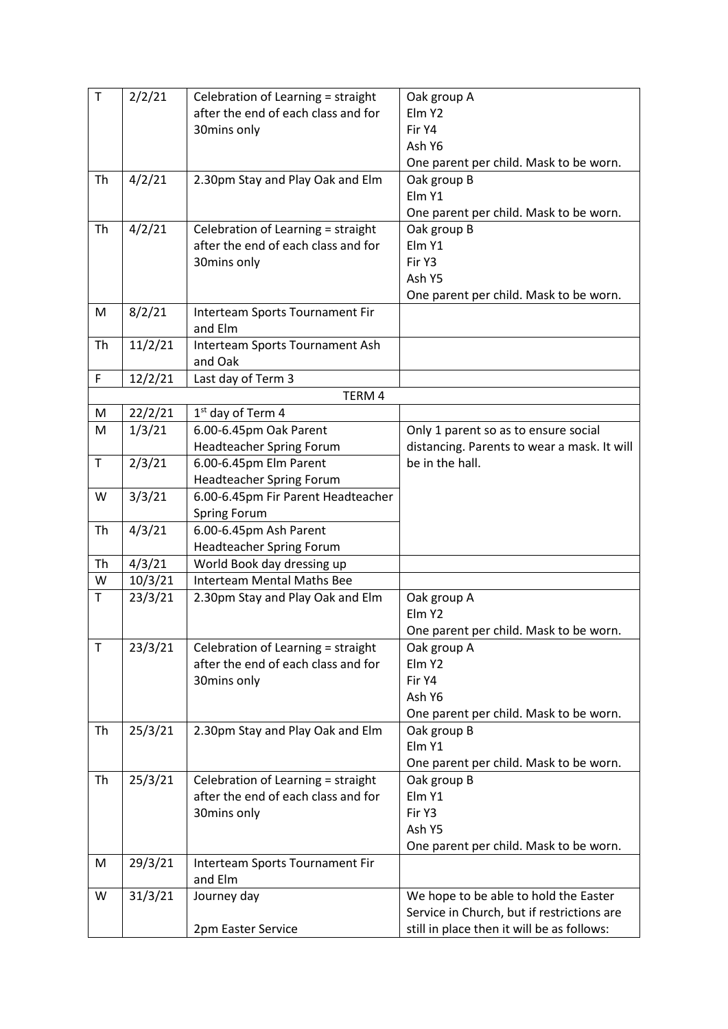| T | 2/2/21 | Celebration of Learning = straight after the end of each class and for 30mins only | Oak group A<br>Elm Y2<br>Fir Y4<br>Ash Y6<br>One parent per child. Mask to be worn. |
|---|---|---|---|
| Th | 4/2/21 | 2.30pm Stay and Play Oak and Elm | Oak group B<br>Elm Y1<br>One parent per child. Mask to be worn. |
| Th | 4/2/21 | Celebration of Learning = straight after the end of each class and for 30mins only | Oak group B<br>Elm Y1<br>Fir Y3<br>Ash Y5<br>One parent per child. Mask to be worn. |
| M | 8/2/21 | Interteam Sports Tournament Fir and Elm | |
| Th | 11/2/21 | Interteam Sports Tournament Ash and Oak | |
| F | 12/2/21 | Last day of Term 3 | |
| | | TERM 4 | |
| M | 22/2/21 | 1st day of Term 4 | |
| M | 1/3/21 | 6.00-6.45pm Oak Parent Headteacher Spring Forum | Only 1 parent so as to ensure social distancing. Parents to wear a mask. It will be in the hall. |
| T | 2/3/21 | 6.00-6.45pm Elm Parent Headteacher Spring Forum | |
| W | 3/3/21 | 6.00-6.45pm Fir Parent Headteacher Spring Forum | |
| Th | 4/3/21 | 6.00-6.45pm Ash Parent Headteacher Spring Forum | |
| Th | 4/3/21 | World Book day dressing up | |
| W | 10/3/21 | Interteam Mental Maths Bee | |
| T | 23/3/21 | 2.30pm Stay and Play Oak and Elm | Oak group A<br>Elm Y2<br>One parent per child. Mask to be worn. |
| T | 23/3/21 | Celebration of Learning = straight after the end of each class and for 30mins only | Oak group A<br>Elm Y2<br>Fir Y4<br>Ash Y6<br>One parent per child. Mask to be worn. |
| Th | 25/3/21 | 2.30pm Stay and Play Oak and Elm | Oak group B<br>Elm Y1<br>One parent per child. Mask to be worn. |
| Th | 25/3/21 | Celebration of Learning = straight after the end of each class and for 30mins only | Oak group B<br>Elm Y1<br>Fir Y3<br>Ash Y5<br>One parent per child. Mask to be worn. |
| M | 29/3/21 | Interteam Sports Tournament Fir and Elm | |
| W | 31/3/21 | Journey day<br><br>2pm Easter Service | We hope to be able to hold the Easter Service in Church, but if restrictions are still in place then it will be as follows: |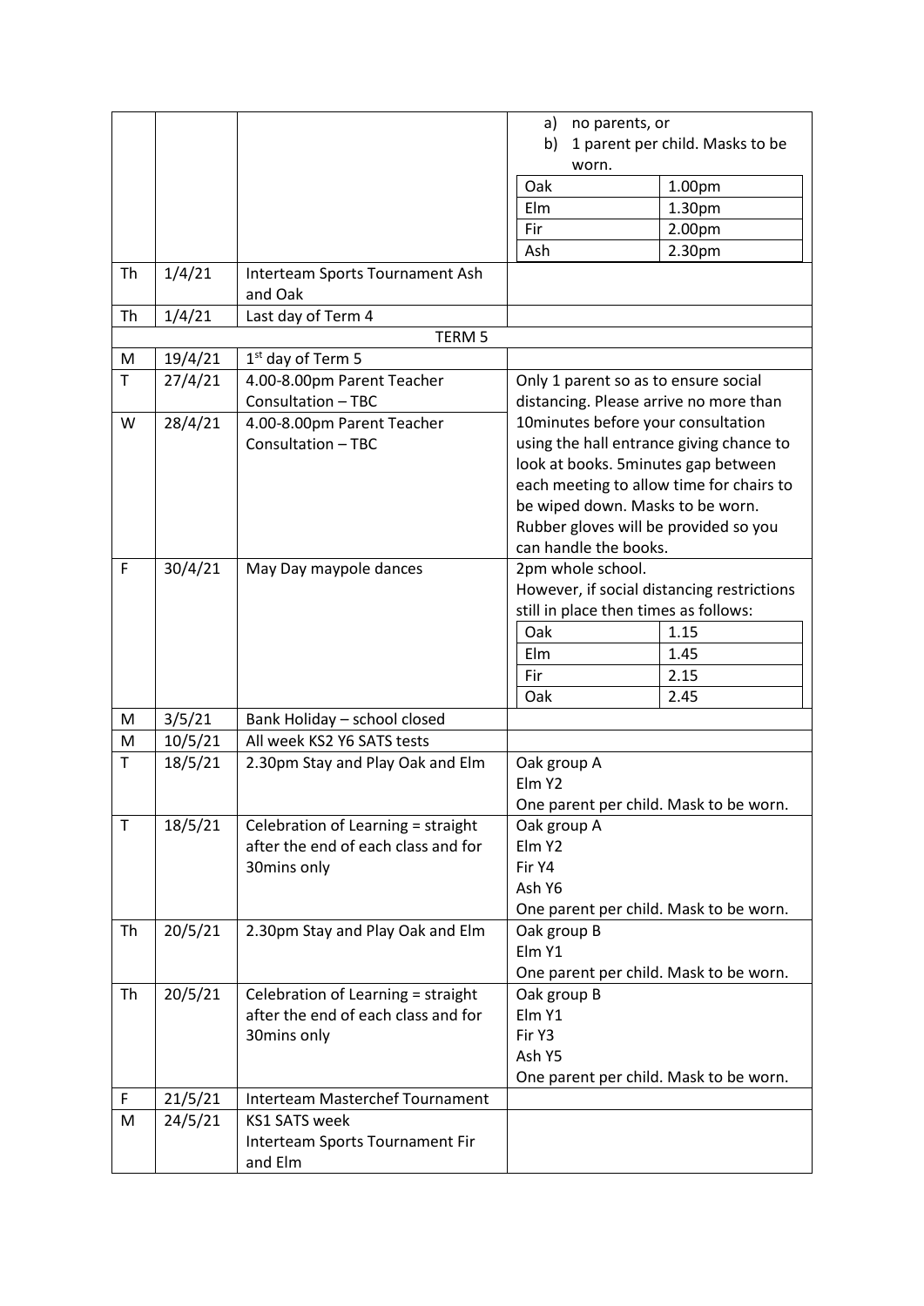| | | | |
|---|---|---|---|
| | | | a) no parents, or<br>b) 1 parent per child. Masks to be worn.<br>Oak 1.00pm<br>Elm 1.30pm<br>Fir 2.00pm<br>Ash 2.30pm |
| Th | 1/4/21 | Interteam Sports Tournament Ash and Oak | |
| Th | 1/4/21 | Last day of Term 4 | |
| | | TERM 5 | |
| M | 19/4/21 | 1st day of Term 5 | |
| T | 27/4/21 | 4.00-8.00pm Parent Teacher Consultation – TBC | Only 1 parent so as to ensure social distancing. Please arrive no more than 10minutes before your consultation using the hall entrance giving chance to look at books. 5minutes gap between each meeting to allow time for chairs to be wiped down. Masks to be worn. Rubber gloves will be provided so you can handle the books. |
| W | 28/4/21 | 4.00-8.00pm Parent Teacher Consultation – TBC | |
| F | 30/4/21 | May Day maypole dances | 2pm whole school.<br>However, if social distancing restrictions still in place then times as follows:<br>Oak 1.15<br>Elm 1.45<br>Fir 2.15<br>Oak 2.45 |
| M | 3/5/21 | Bank Holiday – school closed | |
| M | 10/5/21 | All week KS2 Y6 SATS tests | |
| T | 18/5/21 | 2.30pm Stay and Play Oak and Elm | Oak group A<br>Elm Y2<br>One parent per child. Mask to be worn. |
| T | 18/5/21 | Celebration of Learning = straight after the end of each class and for 30mins only | Oak group A<br>Elm Y2<br>Fir Y4<br>Ash Y6<br>One parent per child. Mask to be worn. |
| Th | 20/5/21 | 2.30pm Stay and Play Oak and Elm | Oak group B<br>Elm Y1<br>One parent per child. Mask to be worn. |
| Th | 20/5/21 | Celebration of Learning = straight after the end of each class and for 30mins only | Oak group B<br>Elm Y1<br>Fir Y3<br>Ash Y5<br>One parent per child. Mask to be worn. |
| F | 21/5/21 | Interteam Masterchef Tournament | |
| M | 24/5/21 | KS1 SATS week<br>Interteam Sports Tournament Fir and Elm | |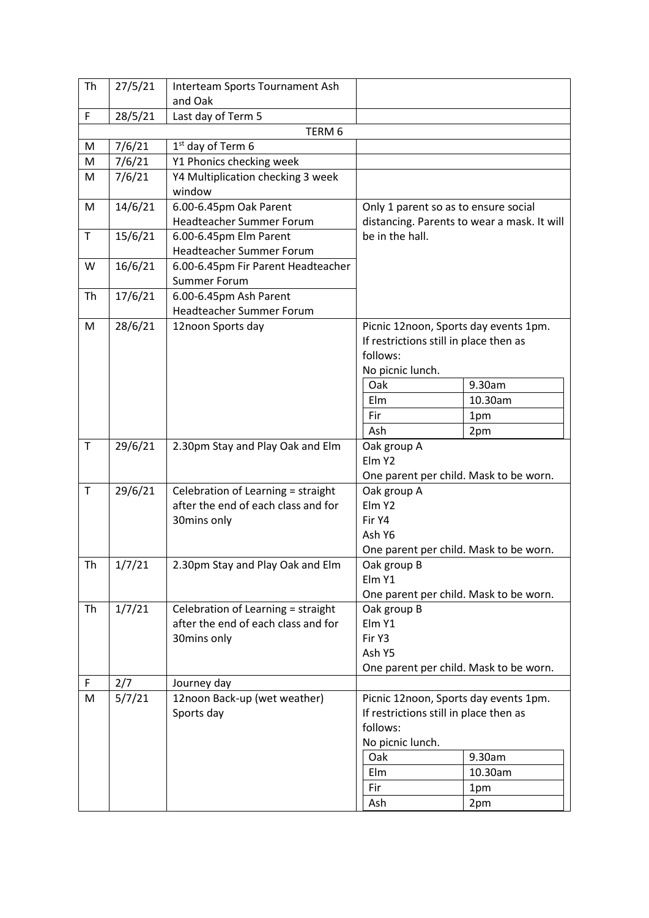| | | | |
|---|---|---|---|
| Th | 27/5/21 | Interteam Sports Tournament Ash and Oak | |
| F | 28/5/21 | Last day of Term 5 | |
| | | TERM 6 | |
| M | 7/6/21 | 1st day of Term 6 | |
| M | 7/6/21 | Y1 Phonics checking week | |
| M | 7/6/21 | Y4 Multiplication checking 3 week window | |
| M | 14/6/21 | 6.00-6.45pm Oak Parent Headteacher Summer Forum | Only 1 parent so as to ensure social distancing. Parents to wear a mask. It will be in the hall. |
| T | 15/6/21 | 6.00-6.45pm Elm Parent Headteacher Summer Forum | |
| W | 16/6/21 | 6.00-6.45pm Fir Parent Headteacher Summer Forum | |
| Th | 17/6/21 | 6.00-6.45pm Ash Parent Headteacher Summer Forum | |
| M | 28/6/21 | 12noon Sports day | Picnic 12noon, Sports day events 1pm. If restrictions still in place then as follows: No picnic lunch. Oak 9.30am; Elm 10.30am; Fir 1pm; Ash 2pm |
| T | 29/6/21 | 2.30pm Stay and Play Oak and Elm | Oak group A<br>Elm Y2<br>One parent per child. Mask to be worn. |
| T | 29/6/21 | Celebration of Learning = straight after the end of each class and for 30mins only | Oak group A<br>Elm Y2<br>Fir Y4<br>Ash Y6<br>One parent per child. Mask to be worn. |
| Th | 1/7/21 | 2.30pm Stay and Play Oak and Elm | Oak group B<br>Elm Y1<br>One parent per child. Mask to be worn. |
| Th | 1/7/21 | Celebration of Learning = straight after the end of each class and for 30mins only | Oak group B<br>Elm Y1<br>Fir Y3<br>Ash Y5<br>One parent per child. Mask to be worn. |
| F | 2/7 | Journey day | |
| M | 5/7/21 | 12noon Back-up (wet weather) Sports day | Picnic 12noon, Sports day events 1pm. If restrictions still in place then as follows: No picnic lunch. Oak 9.30am; Elm 10.30am; Fir 1pm; Ash 2pm |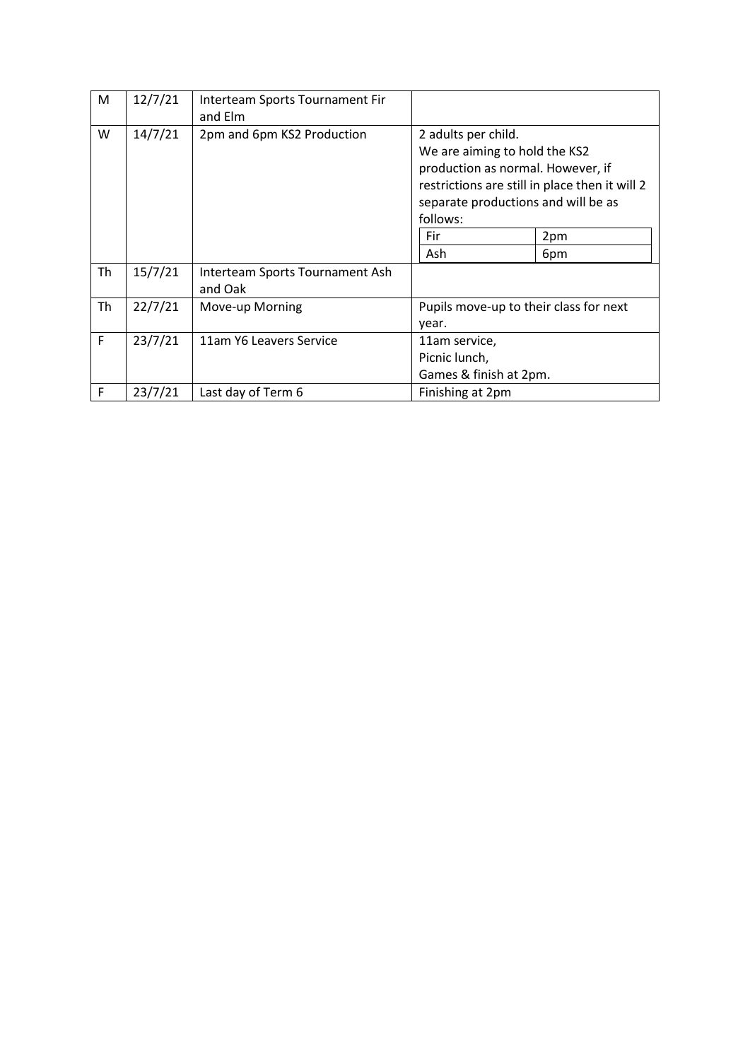| | | | |
|---|---|---|---|
| M | 12/7/21 | Interteam Sports Tournament Fir and Elm | |
| W | 14/7/21 | 2pm and 6pm KS2 Production | 2 adults per child.<br>We are aiming to hold the KS2 production as normal. However, if restrictions are still in place then it will 2 separate productions and will be as follows:<br>Fir – 2pm<br>Ash – 6pm |
| Th | 15/7/21 | Interteam Sports Tournament Ash and Oak | |
| Th | 22/7/21 | Move-up Morning | Pupils move-up to their class for next year. |
| F | 23/7/21 | 11am Y6 Leavers Service | 11am service,<br>Picnic lunch,<br>Games & finish at 2pm. |
| F | 23/7/21 | Last day of Term 6 | Finishing at 2pm |